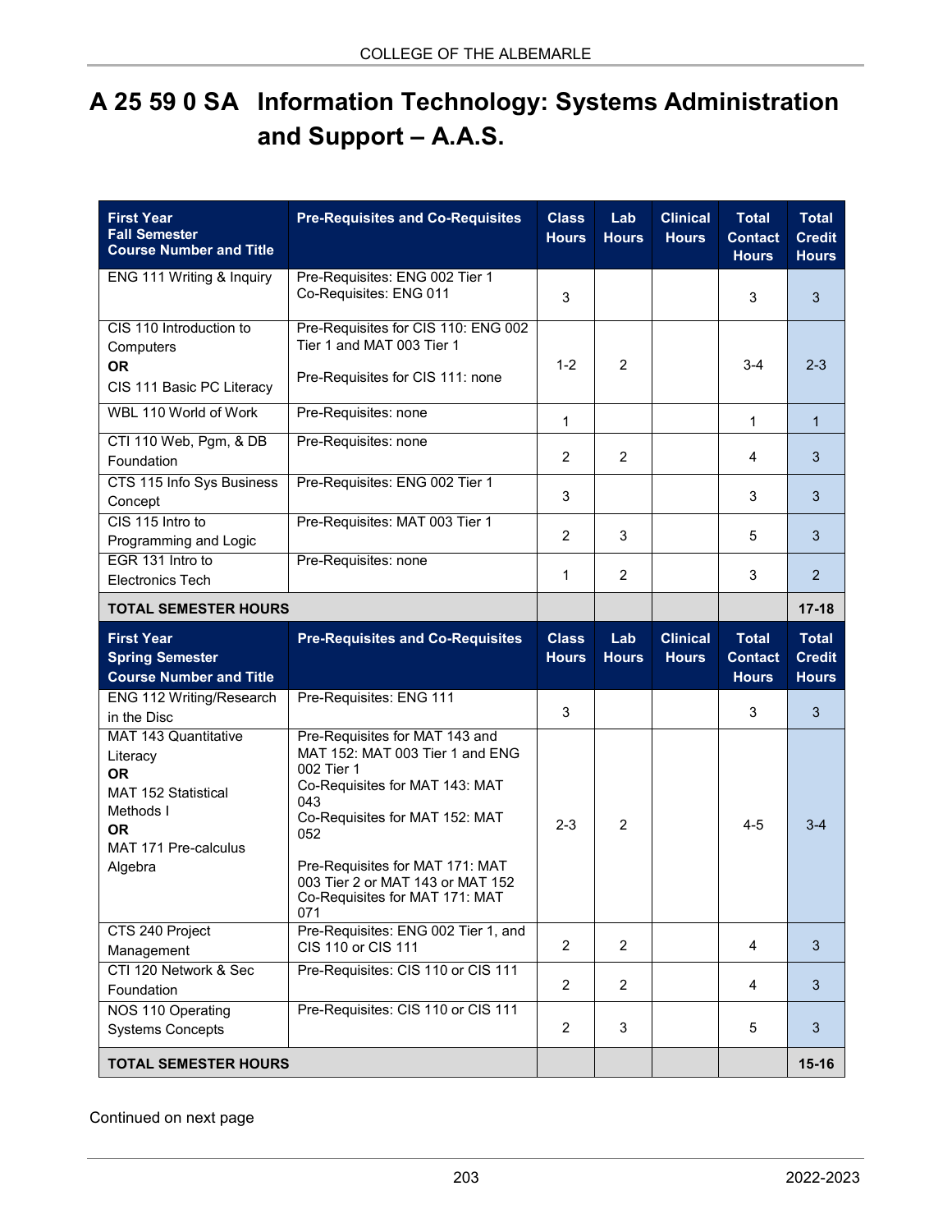# A 25 59 0 SA Information Technology: Systems Administration and Support – A.A.S.

| First Year<br>Fall Semester<br>Course Number and Title | Pre-Requisites and Co-Requisites | Class Hours | Lab Hours | Clinical Hours | Total Contact Hours | Total Credit Hours |
|---|---|---|---|---|---|---|
| ENG 111 Writing & Inquiry | Pre-Requisites: ENG 002 Tier 1<br>Co-Requisites: ENG 011 | 3 | | | 3 | 3 |
| CIS 110 Introduction to Computers<br>**OR**<br>CIS 111 Basic PC Literacy | Pre-Requisites for CIS 110: ENG 002 Tier 1 and MAT 003 Tier 1<br>Pre-Requisites for CIS 111: none | 1-2 | 2 | | 3-4 | 2-3 |
| WBL 110 World of Work | Pre-Requisites: none | 1 | | | 1 | 1 |
| CTI 110 Web, Pgm, & DB Foundation | Pre-Requisites: none | 2 | 2 | | 4 | 3 |
| CTS 115 Info Sys Business Concept | Pre-Requisites: ENG 002 Tier 1 | 3 | | | 3 | 3 |
| CIS 115 Intro to Programming and Logic | Pre-Requisites: MAT 003 Tier 1 | 2 | 3 | | 5 | 3 |
| EGR 131 Intro to Electronics Tech | Pre-Requisites: none | 1 | 2 | | 3 | 2 |
| **TOTAL SEMESTER HOURS** | | | | | | **17-18** |

| First Year<br>Spring Semester<br>Course Number and Title | Pre-Requisites and Co-Requisites | Class Hours | Lab Hours | Clinical Hours | Total Contact Hours | Total Credit Hours |
|---|---|---|---|---|---|---|
| ENG 112 Writing/Research in the Disc | Pre-Requisites: ENG 111 | 3 | | | 3 | 3 |
| MAT 143 Quantitative Literacy<br>**OR**<br>MAT 152 Statistical Methods I<br>**OR**<br>MAT 171 Pre-calculus Algebra | Pre-Requisites for MAT 143 and MAT 152: MAT 003 Tier 1 and ENG 002 Tier 1<br>Co-Requisites for MAT 143: MAT 043<br>Co-Requisites for MAT 152: MAT 052<br>Pre-Requisites for MAT 171: MAT 003 Tier 2 or MAT 143 or MAT 152<br>Co-Requisites for MAT 171: MAT 071 | 2-3 | 2 | | 4-5 | 3-4 |
| CTS 240 Project Management | Pre-Requisites: ENG 002 Tier 1, and CIS 110 or CIS 111 | 2 | 2 | | 4 | 3 |
| CTI 120 Network & Sec Foundation | Pre-Requisites: CIS 110 or CIS 111 | 2 | 2 | | 4 | 3 |
| NOS 110 Operating Systems Concepts | Pre-Requisites: CIS 110 or CIS 111 | 2 | 3 | | 5 | 3 |
| **TOTAL SEMESTER HOURS** | | | | | | **15-16** |

Continued on next page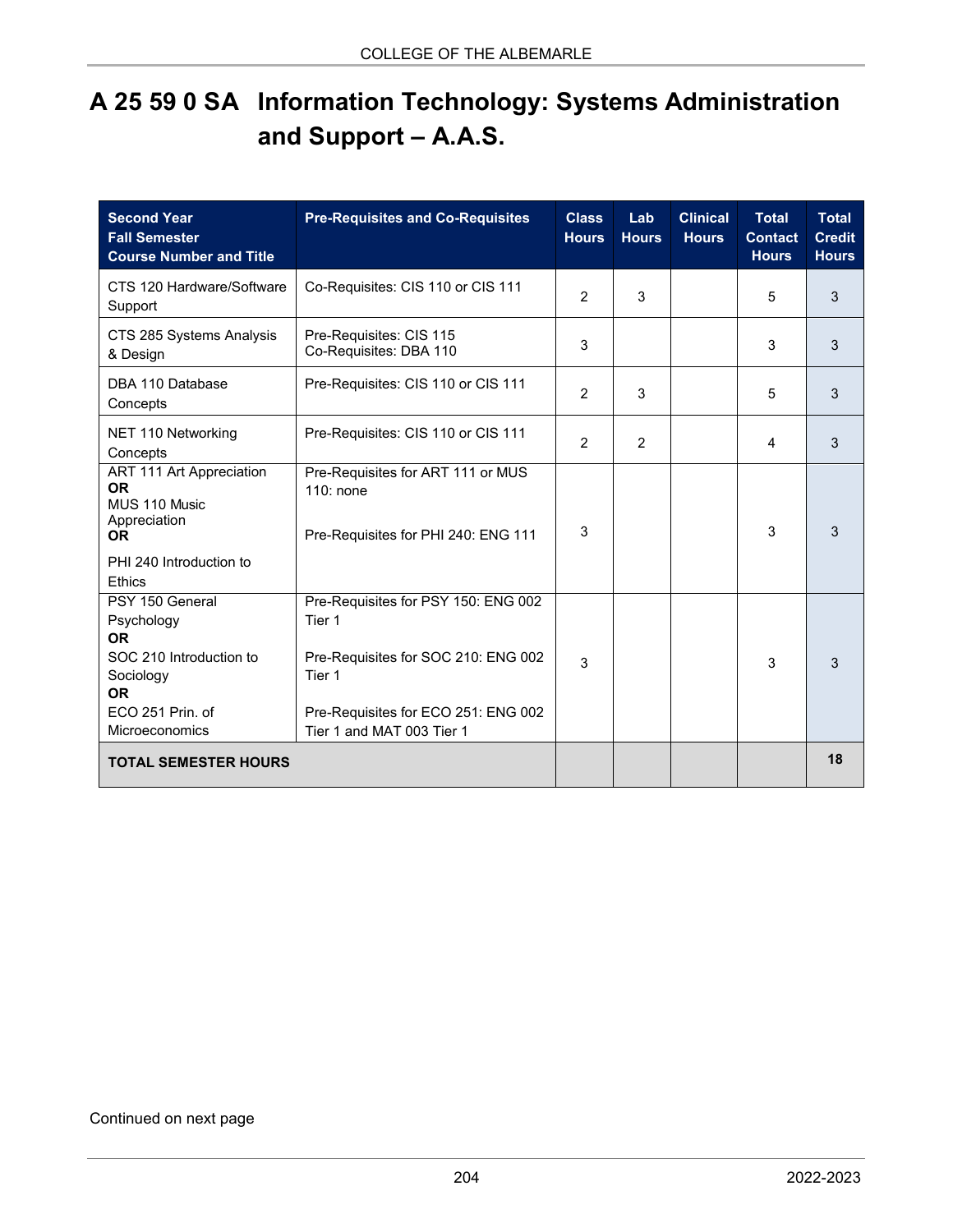# A 25 59 0 SA Information Technology: Systems Administration and Support – A.A.S.

| Second Year Fall Semester Course Number and Title | Pre-Requisites and Co-Requisites | Class Hours | Lab Hours | Clinical Hours | Total Contact Hours | Total Credit Hours |
|---|---|---|---|---|---|---|
| CTS 120 Hardware/Software Support | Co-Requisites: CIS 110 or CIS 111 | 2 | 3 | | 5 | 3 |
| CTS 285 Systems Analysis & Design | Pre-Requisites: CIS 115<br>Co-Requisites: DBA 110 | 3 | | | 3 | 3 |
| DBA 110 Database Concepts | Pre-Requisites: CIS 110 or CIS 111 | 2 | 3 | | 5 | 3 |
| NET 110 Networking Concepts | Pre-Requisites: CIS 110 or CIS 111 | 2 | 2 | | 4 | 3 |
| ART 111 Art Appreciation **OR** MUS 110 Music Appreciation **OR** PHI 240 Introduction to Ethics | Pre-Requisites for ART 111 or MUS 110: none<br>Pre-Requisites for PHI 240: ENG 111 | 3 | | | 3 | 3 |
| PSY 150 General Psychology **OR** SOC 210 Introduction to Sociology **OR** ECO 251 Prin. of Microeconomics | Pre-Requisites for PSY 150: ENG 002 Tier 1<br>Pre-Requisites for SOC 210: ENG 002 Tier 1<br>Pre-Requisites for ECO 251: ENG 002 Tier 1 and MAT 003 Tier 1 | 3 | | | 3 | 3 |
| **TOTAL SEMESTER HOURS** | | | | | | **18** |

Continued on next page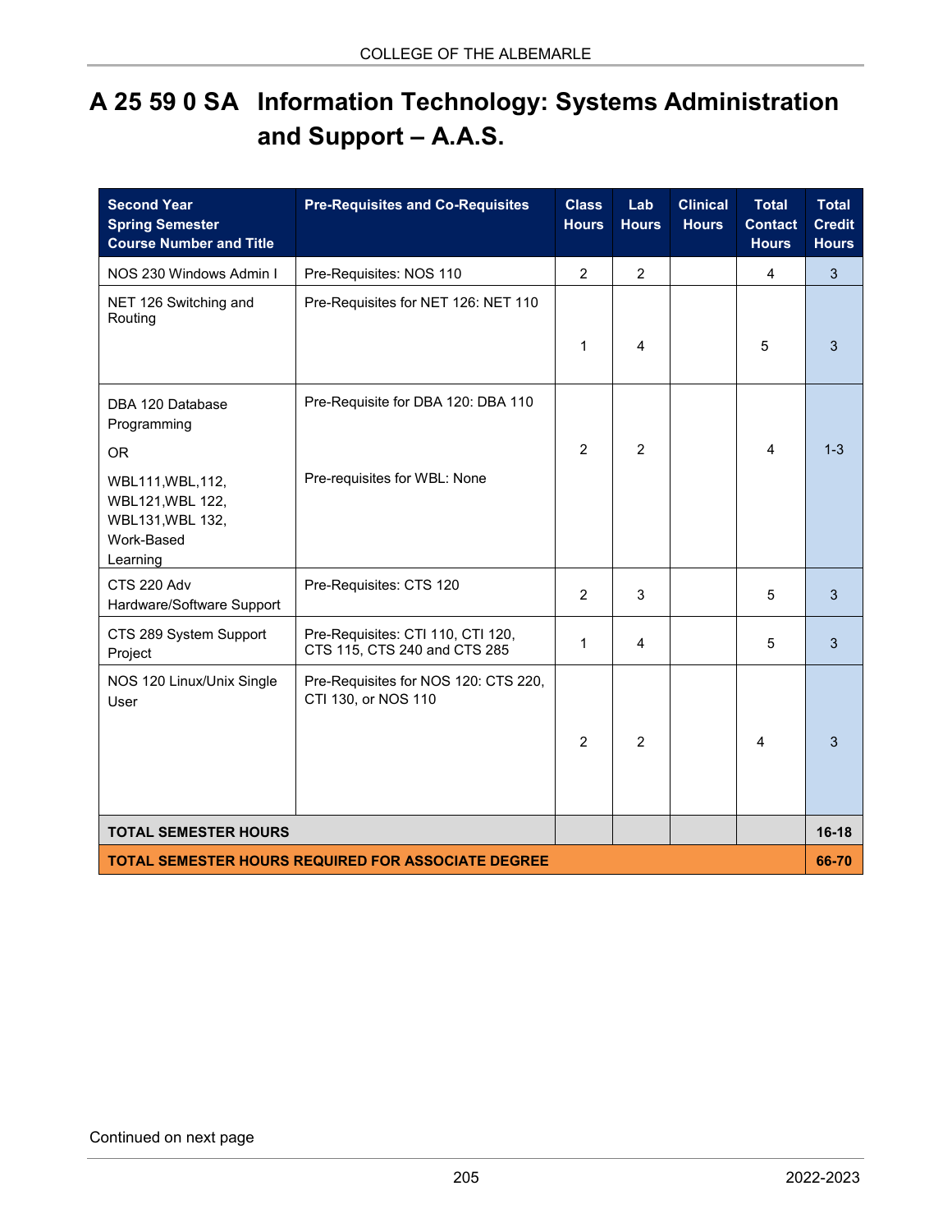# A 25 59 0 SA Information Technology: Systems Administration and Support – A.A.S.

| Second Year Spring Semester Course Number and Title | Pre-Requisites and Co-Requisites | Class Hours | Lab Hours | Clinical Hours | Total Contact Hours | Total Credit Hours |
|---|---|---|---|---|---|---|
| NOS 230 Windows Admin I | Pre-Requisites: NOS 110 | 2 | 2 | | 4 | 3 |
| NET 126 Switching and Routing | Pre-Requisites for NET 126: NET 110 | 1 | 4 | | 5 | 3 |
| DBA 120 Database Programming OR WBL111,WBL,112, WBL121,WBL 122, WBL131,WBL 132, Work-Based Learning | Pre-Requisite for DBA 120: DBA 110 Pre-requisites for WBL: None | 2 | 2 | | 4 | 1-3 |
| CTS 220 Adv Hardware/Software Support | Pre-Requisites: CTS 120 | 2 | 3 | | 5 | 3 |
| CTS 289 System Support Project | Pre-Requisites: CTI 110, CTI 120, CTS 115, CTS 240 and CTS 285 | 1 | 4 | | 5 | 3 |
| NOS 120 Linux/Unix Single User | Pre-Requisites for NOS 120: CTS 220, CTI 130, or NOS 110 | 2 | 2 | | 4 | 3 |
| **TOTAL SEMESTER HOURS** | | | | | | **16-18** |
| **TOTAL SEMESTER HOURS REQUIRED FOR ASSOCIATE DEGREE** | | | | | | **66-70** |

Continued on next page